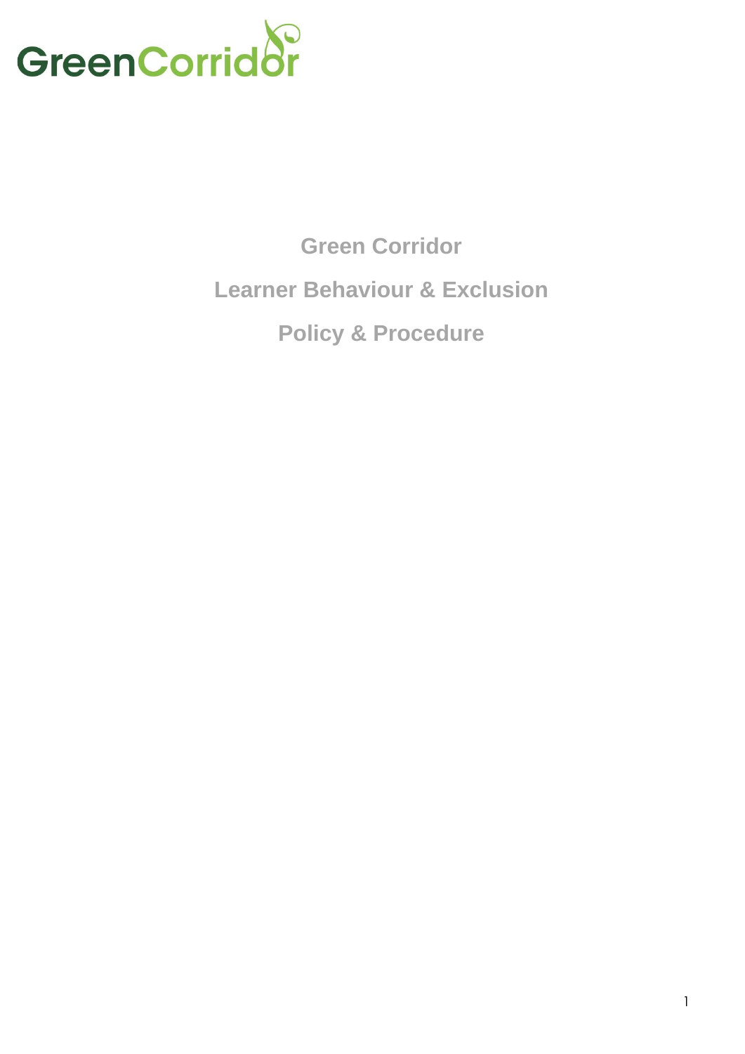GreenCorridor

# Green Corridor

# Learner Behaviour & Exclusion

# Policy & Procedure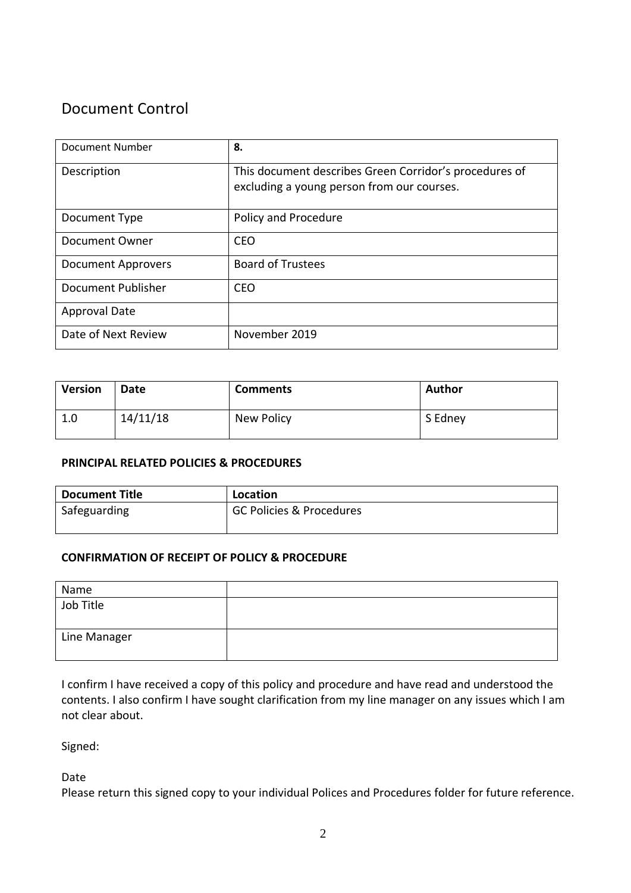## Document Control

| | |
|---|---|
| Document Number | **8.** |
| Description | This document describes Green Corridor's procedures of excluding a young person from our courses. |
| Document Type | Policy and Procedure |
| Document Owner | CEO |
| Document Approvers | Board of Trustees |
| Document Publisher | CEO |
| Approval Date | |
| Date of Next Review | November 2019 |

| Version | Date | Comments | Author |
|---|---|---|---|
| 1.0 | 14/11/18 | New Policy | S Edney |

**PRINCIPAL RELATED POLICIES & PROCEDURES**

| Document Title | Location |
|---|---|
| Safeguarding | GC Policies & Procedures |

**CONFIRMATION OF RECEIPT OF POLICY & PROCEDURE**

| | |
|---|---|
| Name | |
| Job Title | |
| Line Manager | |

I confirm I have received a copy of this policy and procedure and have read and understood the contents. I also confirm I have sought clarification from my line manager on any issues which I am not clear about.

Signed:

Date

Please return this signed copy to your individual Polices and Procedures folder for future reference.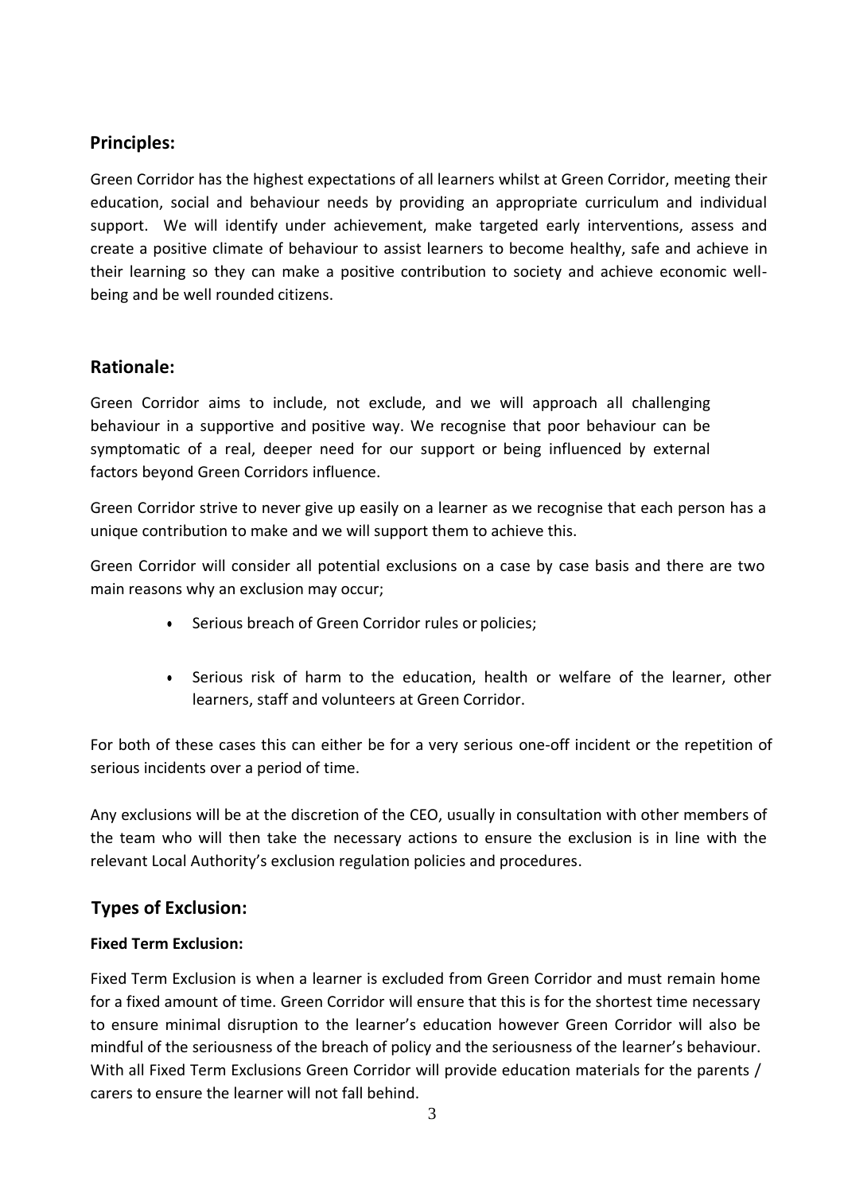## Principles:

Green Corridor has the highest expectations of all learners whilst at Green Corridor, meeting their education, social and behaviour needs by providing an appropriate curriculum and individual support. We will identify under achievement, make targeted early interventions, assess and create a positive climate of behaviour to assist learners to become healthy, safe and achieve in their learning so they can make a positive contribution to society and achieve economic well-being and be well rounded citizens.

## Rationale:

Green Corridor aims to include, not exclude, and we will approach all challenging behaviour in a supportive and positive way. We recognise that poor behaviour can be symptomatic of a real, deeper need for our support or being influenced by external factors beyond Green Corridors influence.

Green Corridor strive to never give up easily on a learner as we recognise that each person has a unique contribution to make and we will support them to achieve this.

Green Corridor will consider all potential exclusions on a case by case basis and there are two main reasons why an exclusion may occur;

- Serious breach of Green Corridor rules or policies;
- Serious risk of harm to the education, health or welfare of the learner, other learners, staff and volunteers at Green Corridor.

For both of these cases this can either be for a very serious one-off incident or the repetition of serious incidents over a period of time.

Any exclusions will be at the discretion of the CEO, usually in consultation with other members of the team who will then take the necessary actions to ensure the exclusion is in line with the relevant Local Authority's exclusion regulation policies and procedures.

## Types of Exclusion:

### Fixed Term Exclusion:

Fixed Term Exclusion is when a learner is excluded from Green Corridor and must remain home for a fixed amount of time. Green Corridor will ensure that this is for the shortest time necessary to ensure minimal disruption to the learner's education however Green Corridor will also be mindful of the seriousness of the breach of policy and the seriousness of the learner's behaviour. With all Fixed Term Exclusions Green Corridor will provide education materials for the parents / carers to ensure the learner will not fall behind.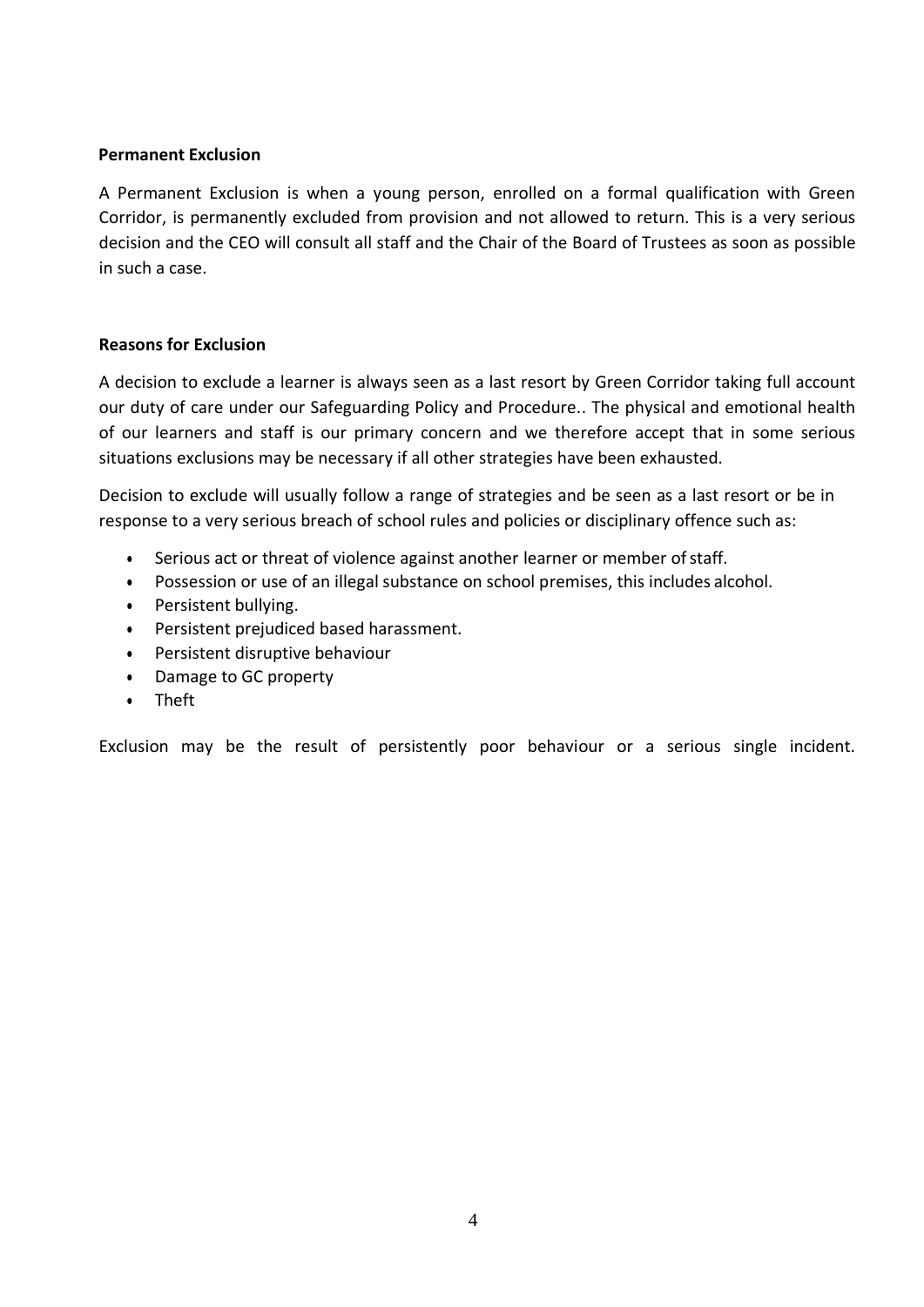**Permanent Exclusion**

A Permanent Exclusion is when a young person, enrolled on a formal qualification with Green Corridor, is permanently excluded from provision and not allowed to return. This is a very serious decision and the CEO will consult all staff and the Chair of the Board of Trustees as soon as possible in such a case.

**Reasons for Exclusion**

A decision to exclude a learner is always seen as a last resort by Green Corridor taking full account our duty of care under our Safeguarding Policy and Procedure.. The physical and emotional health of our learners and staff is our primary concern and we therefore accept that in some serious situations exclusions may be necessary if all other strategies have been exhausted.

Decision to exclude will usually follow a range of strategies and be seen as a last resort or be in response to a very serious breach of school rules and policies or disciplinary offence such as:

- Serious act or threat of violence against another learner or member of staff.
- Possession or use of an illegal substance on school premises, this includes alcohol.
- Persistent bullying.
- Persistent prejudiced based harassment.
- Persistent disruptive behaviour
- Damage to GC property
- Theft

Exclusion may be the result of persistently poor behaviour or a serious single incident.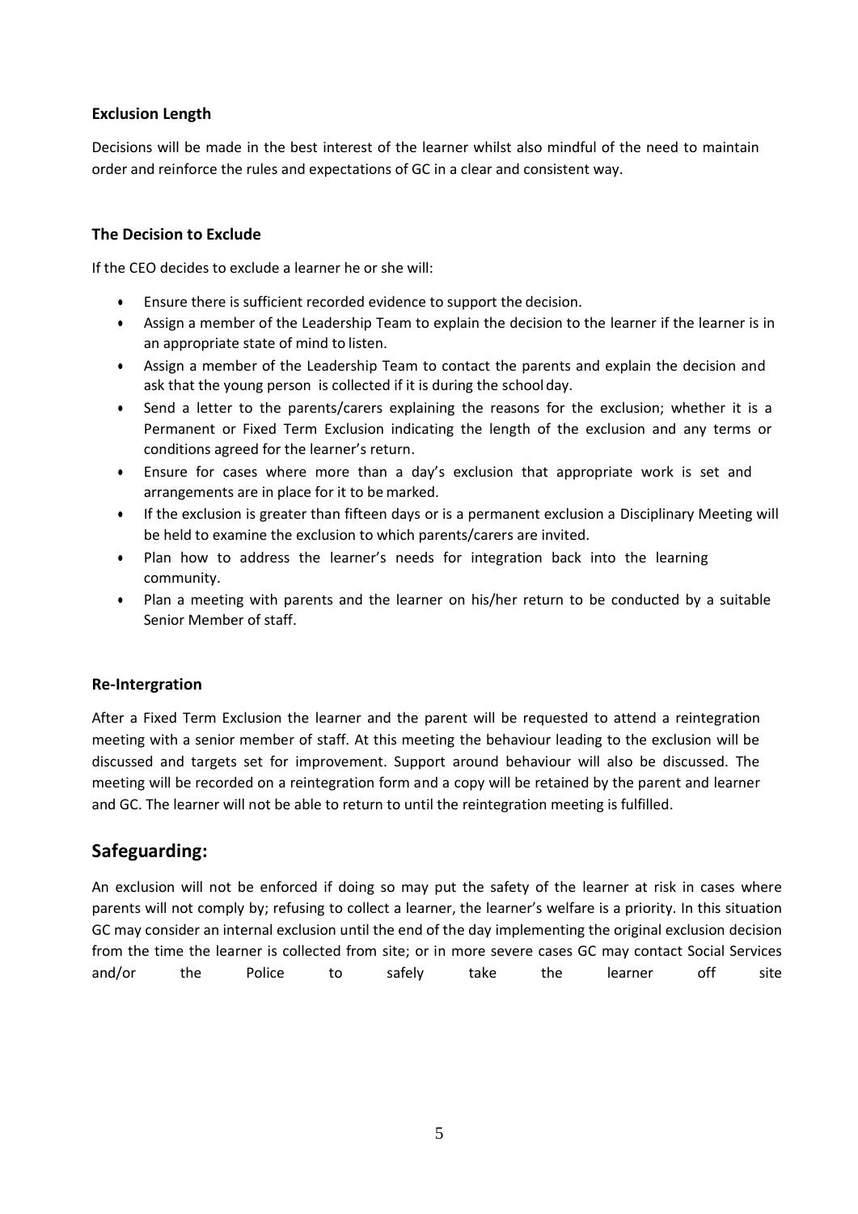### Exclusion Length

Decisions will be made in the best interest of the learner whilst also mindful of the need to maintain order and reinforce the rules and expectations of GC in a clear and consistent way.

### The Decision to Exclude

If the CEO decides to exclude a learner he or she will:

- Ensure there is sufficient recorded evidence to support the decision.
- Assign a member of the Leadership Team to explain the decision to the learner if the learner is in an appropriate state of mind to listen.
- Assign a member of the Leadership Team to contact the parents and explain the decision and ask that the young person is collected if it is during the school day.
- Send a letter to the parents/carers explaining the reasons for the exclusion; whether it is a Permanent or Fixed Term Exclusion indicating the length of the exclusion and any terms or conditions agreed for the learner's return.
- Ensure for cases where more than a day's exclusion that appropriate work is set and arrangements are in place for it to be marked.
- If the exclusion is greater than fifteen days or is a permanent exclusion a Disciplinary Meeting will be held to examine the exclusion to which parents/carers are invited.
- Plan how to address the learner's needs for integration back into the learning community.
- Plan a meeting with parents and the learner on his/her return to be conducted by a suitable Senior Member of staff.

### Re-Intergration

After a Fixed Term Exclusion the learner and the parent will be requested to attend a reintegration meeting with a senior member of staff. At this meeting the behaviour leading to the exclusion will be discussed and targets set for improvement. Support around behaviour will also be discussed. The meeting will be recorded on a reintegration form and a copy will be retained by the parent and learner and GC. The learner will not be able to return to until the reintegration meeting is fulfilled.

## Safeguarding:

An exclusion will not be enforced if doing so may put the safety of the learner at risk in cases where parents will not comply by; refusing to collect a learner, the learner's welfare is a priority. In this situation GC may consider an internal exclusion until the end of the day implementing the original exclusion decision from the time the learner is collected from site; or in more severe cases GC may contact Social Services and/or the Police to safely take the learner off site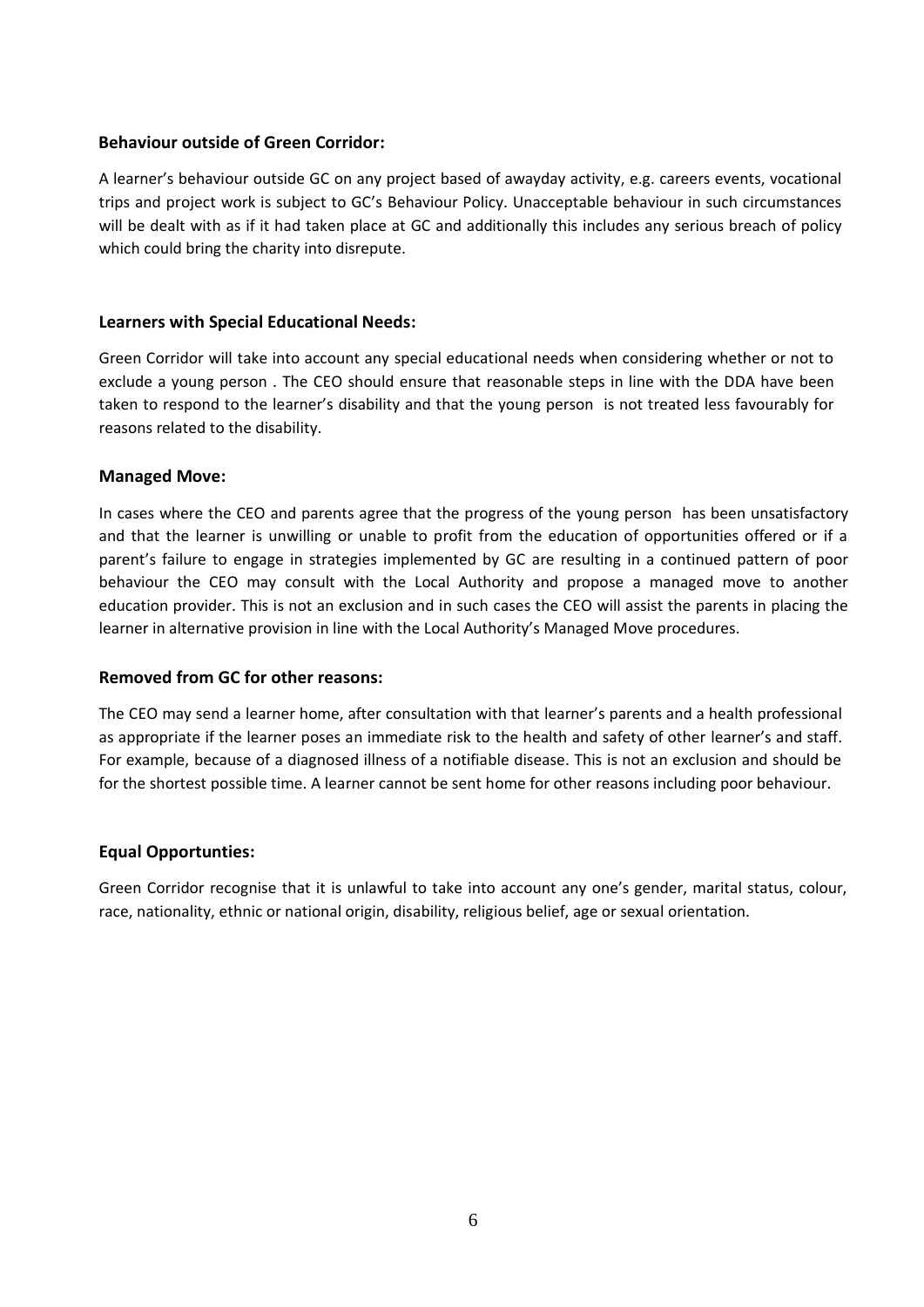### Behaviour outside of Green Corridor:

A learner's behaviour outside GC on any project based of awayday activity, e.g. careers events, vocational trips and project work is subject to GC's Behaviour Policy. Unacceptable behaviour in such circumstances will be dealt with as if it had taken place at GC and additionally this includes any serious breach of policy which could bring the charity into disrepute.

### Learners with Special Educational Needs:

Green Corridor will take into account any special educational needs when considering whether or not to exclude a young person . The CEO should ensure that reasonable steps in line with the DDA have been taken to respond to the learner's disability and that the young person is not treated less favourably for reasons related to the disability.

### Managed Move:

In cases where the CEO and parents agree that the progress of the young person has been unsatisfactory and that the learner is unwilling or unable to profit from the education of opportunities offered or if a parent's failure to engage in strategies implemented by GC are resulting in a continued pattern of poor behaviour the CEO may consult with the Local Authority and propose a managed move to another education provider. This is not an exclusion and in such cases the CEO will assist the parents in placing the learner in alternative provision in line with the Local Authority's Managed Move procedures.

### Removed from GC for other reasons:

The CEO may send a learner home, after consultation with that learner's parents and a health professional as appropriate if the learner poses an immediate risk to the health and safety of other learner's and staff. For example, because of a diagnosed illness of a notifiable disease. This is not an exclusion and should be for the shortest possible time. A learner cannot be sent home for other reasons including poor behaviour.

### Equal Opportunties:

Green Corridor recognise that it is unlawful to take into account any one's gender, marital status, colour, race, nationality, ethnic or national origin, disability, religious belief, age or sexual orientation.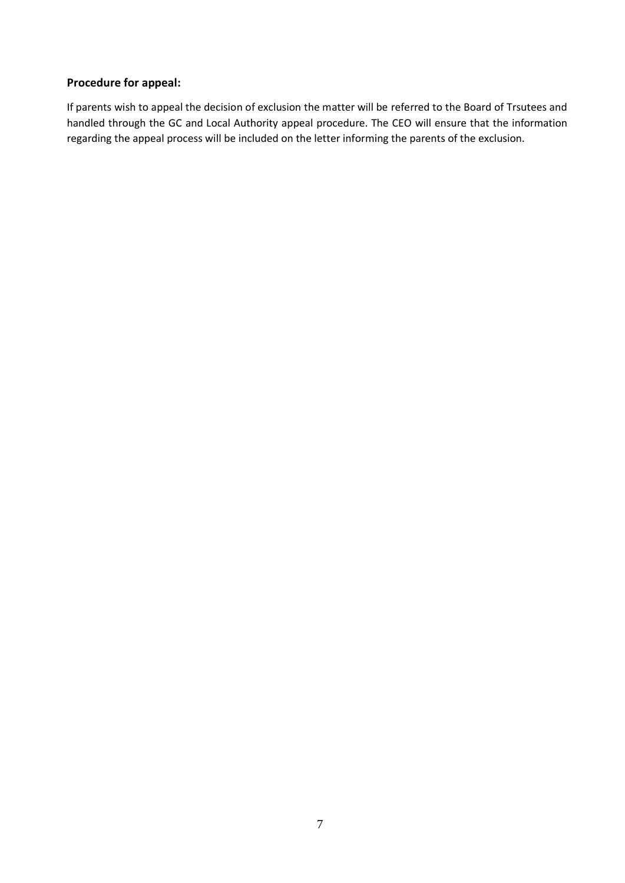**Procedure for appeal:**

If parents wish to appeal the decision of exclusion the matter will be referred to the Board of Trsutees and handled through the GC and Local Authority appeal procedure. The CEO will ensure that the information regarding the appeal process will be included on the letter informing the parents of the exclusion.